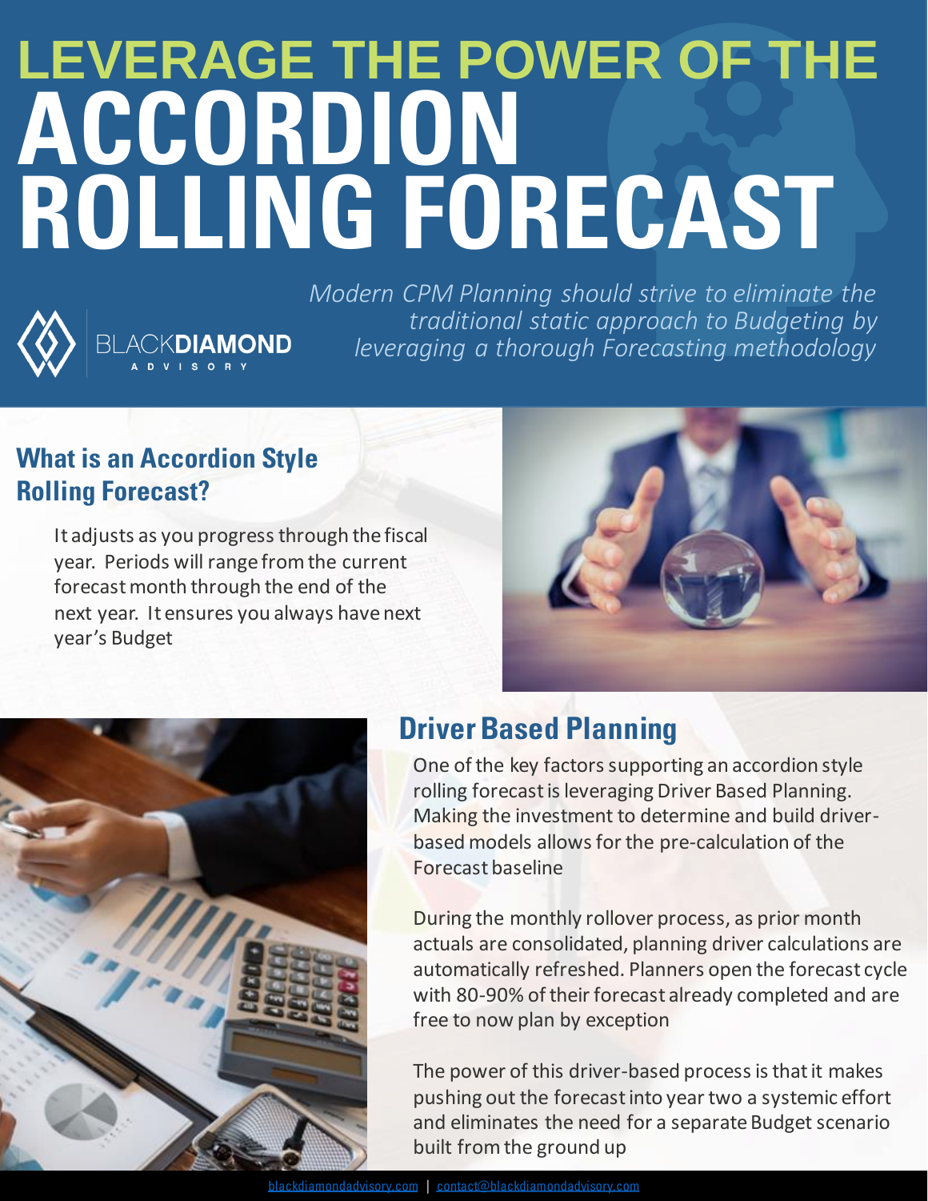# LEVERAGE THE POWER OF THE ACCORDION ROLLING FORECAST

BLACKDIAMOND ADVISORY

*Modern CPM Planning should strive to eliminate the traditional static approach to Budgeting by leveraging a thorough Forecasting methodology*

## What is an Accordion Style Rolling Forecast?

It adjusts as you progress through the fiscal year. Periods will range from the current forecast month through the end of the next year. It ensures you always have next year's Budget

## Driver Based Planning

One of the key factors supporting an accordion style rolling forecast is leveraging Driver Based Planning. Making the investment to determine and build driver-based models allows for the pre-calculation of the Forecast baseline

During the monthly rollover process, as prior month actuals are consolidated, planning driver calculations are automatically refreshed. Planners open the forecast cycle with 80-90% of their forecast already completed and are free to now plan by exception

The power of this driver-based process is that it makes pushing out the forecast into year two a systemic effort and eliminates the need for a separate Budget scenario built from the ground up

blackdiamondadvisory.com | contact@blackdiamondadvisory.com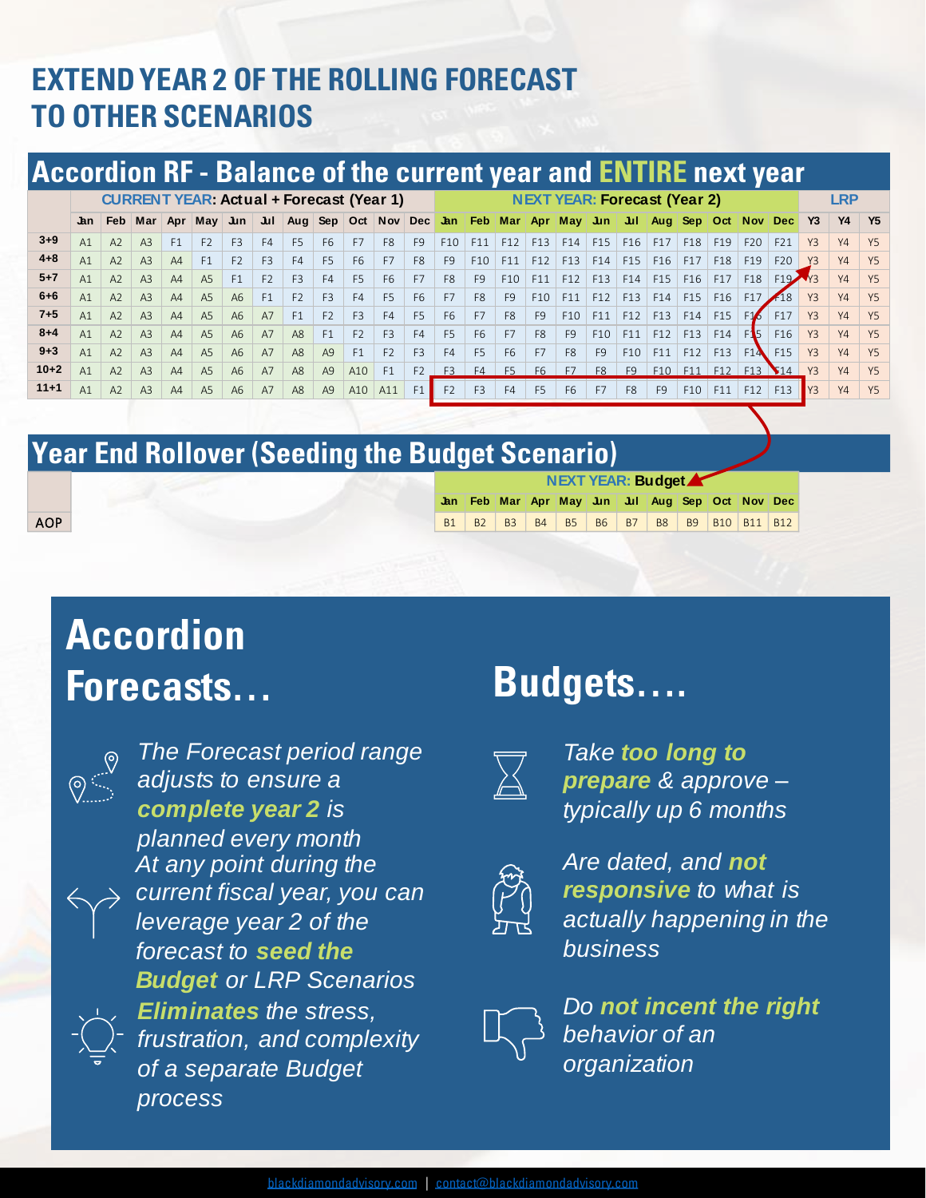# EXTEND YEAR 2 OF THE ROLLING FORECAST TO OTHER SCENARIOS

## Accordion RF - Balance of the current year and ENTIRE next year

| | CURRENT YEAR: Actual + Forecast (Year 1) | | | | | | | | | | | | NEXT YEAR: Forecast (Year 2) | | | | | | | | | | | | LRP | | |
|---|---|---|---|---|---|---|---|---|---|---|---|---|---|---|---|---|---|---|---|---|---|---|---|---|---|---|---|
| | Jan | Feb | Mar | Apr | May | Jun | Jul | Aug | Sep | Oct | Nov | Dec | Jan | Feb | Mar | Apr | May | Jun | Jul | Aug | Sep | Oct | Nov | Dec | Y3 | Y4 | Y5 |
| 3+9 | A1 | A2 | A3 | F1 | F2 | F3 | F4 | F5 | F6 | F7 | F8 | F9 | F10 | F11 | F12 | F13 | F14 | F15 | F16 | F17 | F18 | F19 | F20 | F21 | Y3 | Y4 | Y5 |
| 4+8 | A1 | A2 | A3 | A4 | F1 | F2 | F3 | F4 | F5 | F6 | F7 | F8 | F9 | F10 | F11 | F12 | F13 | F14 | F15 | F16 | F17 | F18 | F19 | F20 | Y3 | Y4 | Y5 |
| 5+7 | A1 | A2 | A3 | A4 | A5 | F1 | F2 | F3 | F4 | F5 | F6 | F7 | F8 | F9 | F10 | F11 | F12 | F13 | F14 | F15 | F16 | F17 | F18 | F19 | Y3 | Y4 | Y5 |
| 6+6 | A1 | A2 | A3 | A4 | A5 | A6 | F1 | F2 | F3 | F4 | F5 | F6 | F7 | F8 | F9 | F10 | F11 | F12 | F13 | F14 | F15 | F16 | F17 | F18 | Y3 | Y4 | Y5 |
| 7+5 | A1 | A2 | A3 | A4 | A5 | A6 | A7 | F1 | F2 | F3 | F4 | F5 | F6 | F7 | F8 | F9 | F10 | F11 | F12 | F13 | F14 | F15 | F16 | F17 | Y3 | Y4 | Y5 |
| 8+4 | A1 | A2 | A3 | A4 | A5 | A6 | A7 | A8 | F1 | F2 | F3 | F4 | F5 | F6 | F7 | F8 | F9 | F10 | F11 | F12 | F13 | F14 | F15 | F16 | Y3 | Y4 | Y5 |
| 9+3 | A1 | A2 | A3 | A4 | A5 | A6 | A7 | A8 | A9 | F1 | F2 | F3 | F4 | F5 | F6 | F7 | F8 | F9 | F10 | F11 | F12 | F13 | F14 | F15 | Y3 | Y4 | Y5 |
| 10+2 | A1 | A2 | A3 | A4 | A5 | A6 | A7 | A8 | A9 | A10 | F1 | F2 | F3 | F4 | F5 | F6 | F7 | F8 | F9 | F10 | F11 | F12 | F13 | F14 | Y3 | Y4 | Y5 |
| 11+1 | A1 | A2 | A3 | A4 | A5 | A6 | A7 | A8 | A9 | A10 | A11 | F1 | F2 | F3 | F4 | F5 | F6 | F7 | F8 | F9 | F10 | F11 | F12 | F13 | Y3 | Y4 | Y5 |

## Year End Rollover (Seeding the Budget Scenario)

| | NEXT YEAR: Budget | | | | | | | | | | | |
|---|---|---|---|---|---|---|---|---|---|---|---|---|
| | Jan | Feb | Mar | Apr | May | Jun | Jul | Aug | Sep | Oct | Nov | Dec |
| AOP | B1 | B2 | B3 | B4 | B5 | B6 | B7 | B8 | B9 | B10 | B11 | B12 |

## Accordion Forecasts…

- *The Forecast period range adjusts to ensure a **complete year 2** is planned every month*
- *At any point during the current fiscal year, you can leverage year 2 of the forecast to **seed the Budget** or LRP Scenarios*
- ***Eliminates** the stress, frustration, and complexity of a separate Budget process*

## Budgets….

- *Take **too long to prepare** & approve – typically up 6 months*
- *Are dated, and **not responsive** to what is actually happening in the business*
- *Do **not incent the right** behavior of an organization*

blackdiamondadvisory.com | contact@blackdiamondadvisory.com